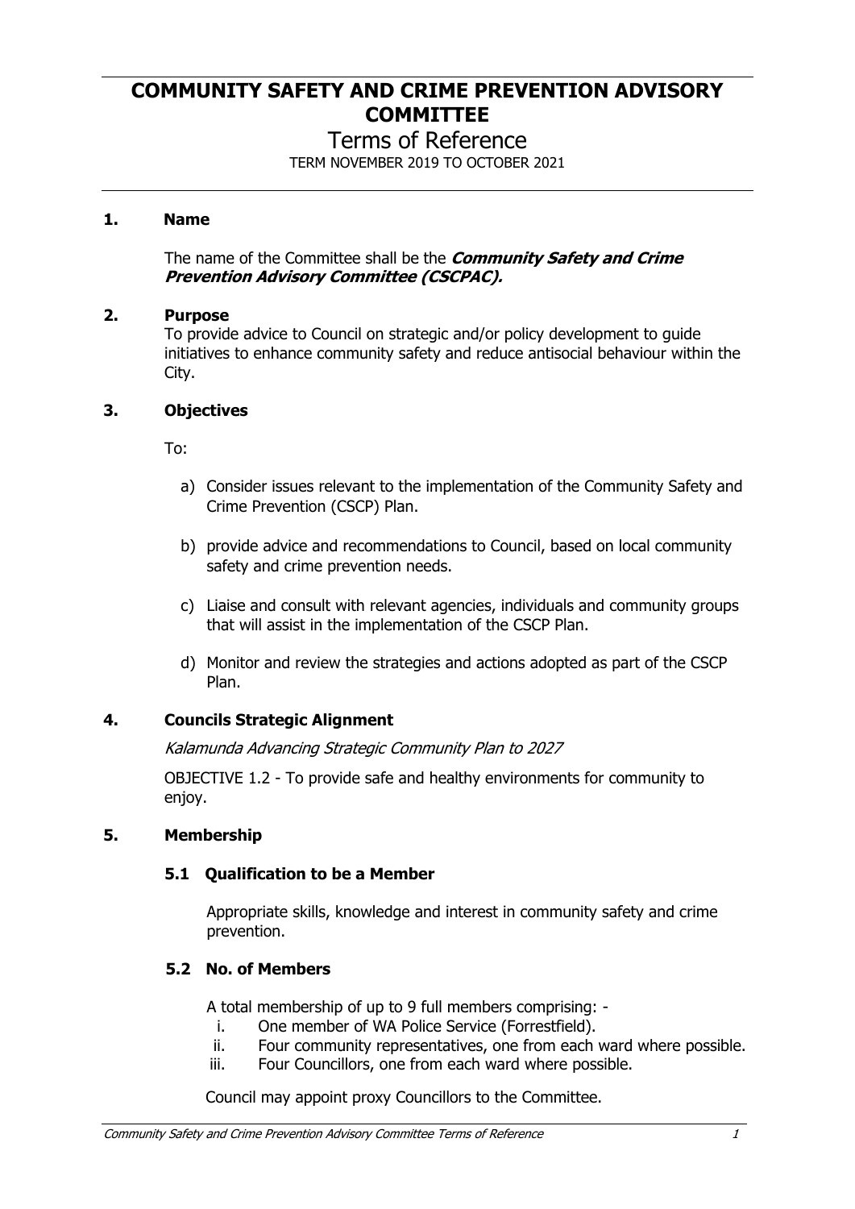# COMMUNITY SAFETY AND CRIME PREVENTION ADVISORY COMMITTEE

## Terms of Reference

TERM NOVEMBER 2019 TO OCTOBER 2021

### 1. Name

The name of the Committee shall be the ***Community Safety and Crime Prevention Advisory Committee (CSCPAC).***

### 2. Purpose

To provide advice to Council on strategic and/or policy development to guide initiatives to enhance community safety and reduce antisocial behaviour within the City.

### 3. Objectives

To:

a) Consider issues relevant to the implementation of the Community Safety and Crime Prevention (CSCP) Plan.

b) provide advice and recommendations to Council, based on local community safety and crime prevention needs.

c) Liaise and consult with relevant agencies, individuals and community groups that will assist in the implementation of the CSCP Plan.

d) Monitor and review the strategies and actions adopted as part of the CSCP Plan.

### 4. Councils Strategic Alignment

*Kalamunda Advancing Strategic Community Plan to 2027*

OBJECTIVE 1.2 - To provide safe and healthy environments for community to enjoy.

### 5. Membership

#### 5.1 Qualification to be a Member

Appropriate skills, knowledge and interest in community safety and crime prevention.

#### 5.2 No. of Members

A total membership of up to 9 full members comprising: -

i. One member of WA Police Service (Forrestfield).
ii. Four community representatives, one from each ward where possible.
iii. Four Councillors, one from each ward where possible.

Council may appoint proxy Councillors to the Committee.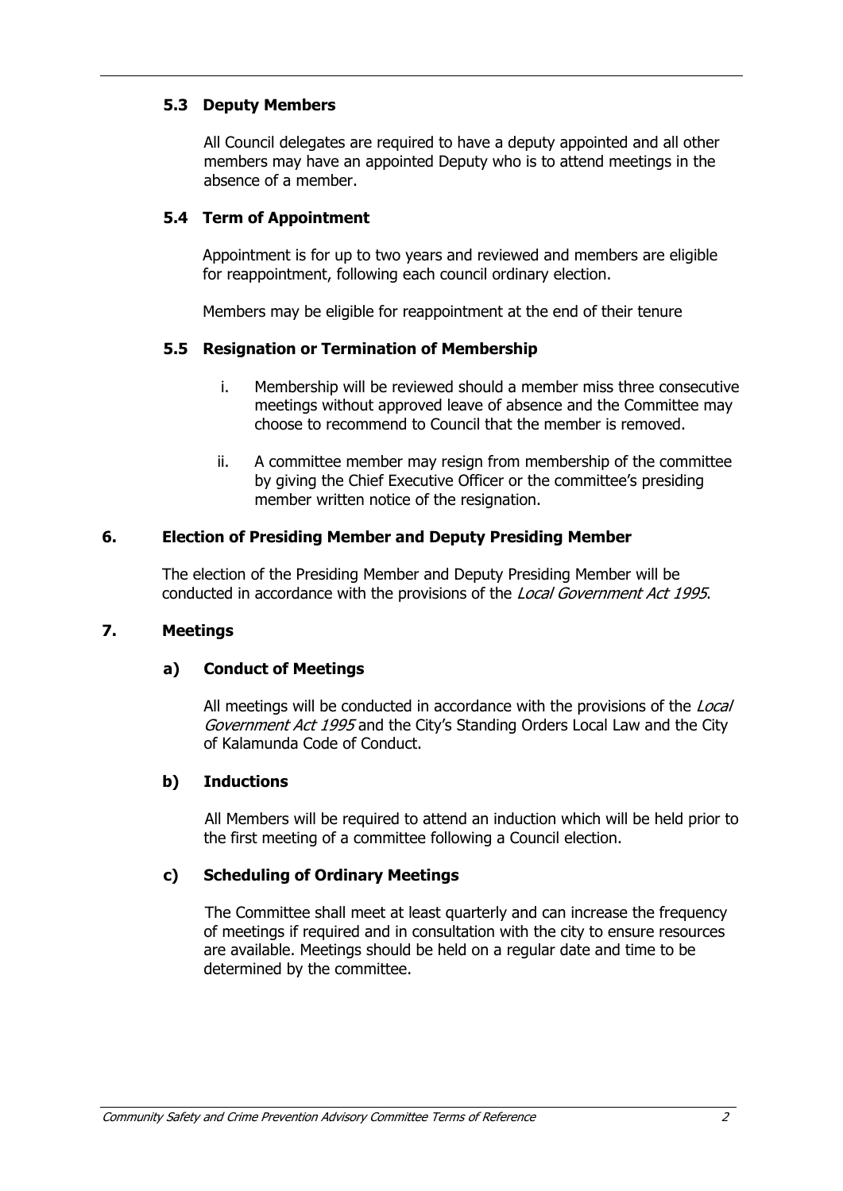### 5.3 Deputy Members

All Council delegates are required to have a deputy appointed and all other members may have an appointed Deputy who is to attend meetings in the absence of a member.

### 5.4 Term of Appointment

Appointment is for up to two years and reviewed and members are eligible for reappointment, following each council ordinary election.

Members may be eligible for reappointment at the end of their tenure

### 5.5 Resignation or Termination of Membership

i. Membership will be reviewed should a member miss three consecutive meetings without approved leave of absence and the Committee may choose to recommend to Council that the member is removed.

ii. A committee member may resign from membership of the committee by giving the Chief Executive Officer or the committee's presiding member written notice of the resignation.

## 6. Election of Presiding Member and Deputy Presiding Member

The election of the Presiding Member and Deputy Presiding Member will be conducted in accordance with the provisions of the *Local Government Act 1995*.

## 7. Meetings

### a) Conduct of Meetings

All meetings will be conducted in accordance with the provisions of the *Local Government Act 1995* and the City's Standing Orders Local Law and the City of Kalamunda Code of Conduct.

### b) Inductions

All Members will be required to attend an induction which will be held prior to the first meeting of a committee following a Council election.

### c) Scheduling of Ordinary Meetings

The Committee shall meet at least quarterly and can increase the frequency of meetings if required and in consultation with the city to ensure resources are available. Meetings should be held on a regular date and time to be determined by the committee.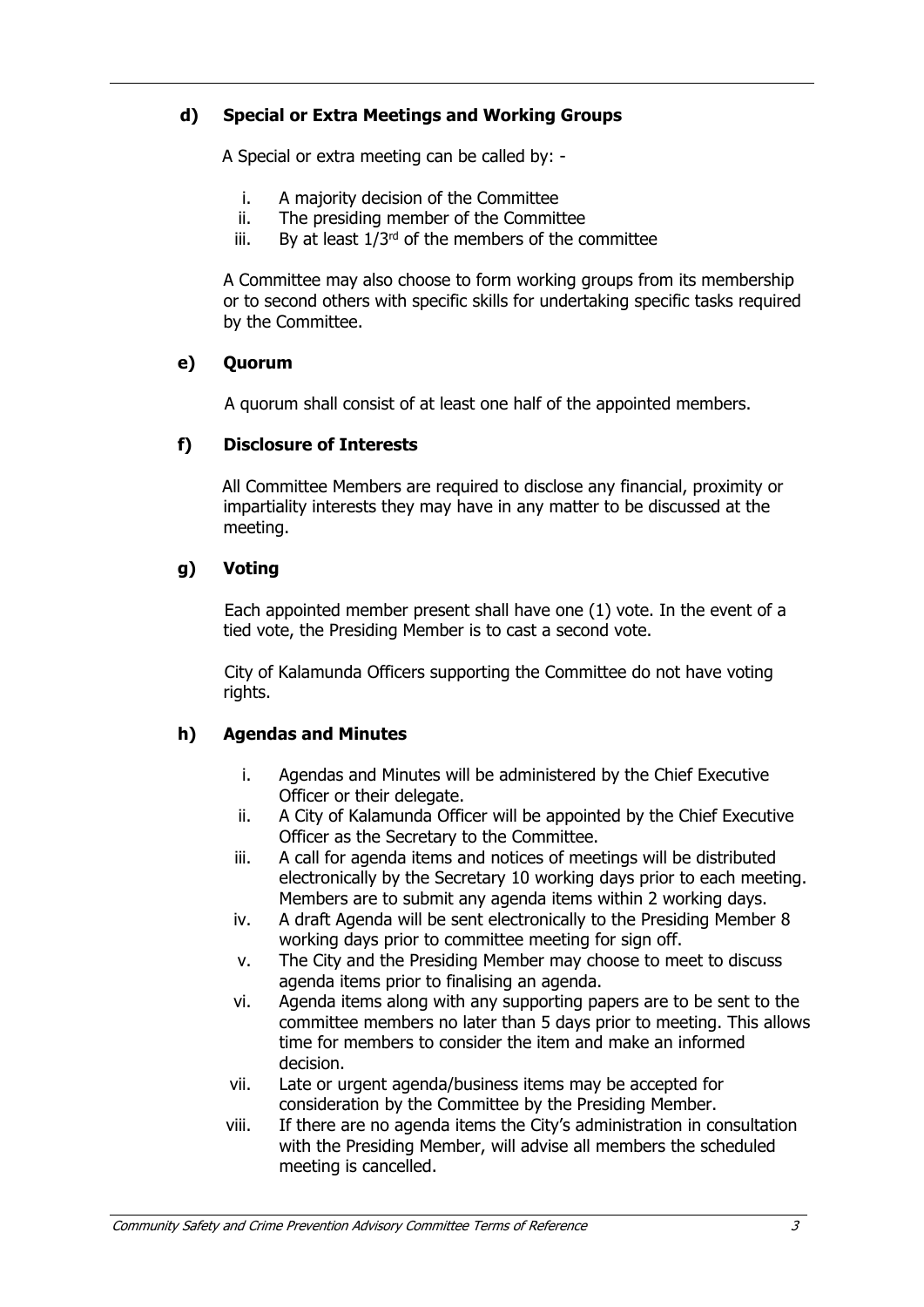### d) Special or Extra Meetings and Working Groups

A Special or extra meeting can be called by: -

i. A majority decision of the Committee
ii. The presiding member of the Committee
iii. By at least 1/3rd of the members of the committee

A Committee may also choose to form working groups from its membership or to second others with specific skills for undertaking specific tasks required by the Committee.

### e) Quorum

A quorum shall consist of at least one half of the appointed members.

### f) Disclosure of Interests

All Committee Members are required to disclose any financial, proximity or impartiality interests they may have in any matter to be discussed at the meeting.

### g) Voting

Each appointed member present shall have one (1) vote. In the event of a tied vote, the Presiding Member is to cast a second vote.

City of Kalamunda Officers supporting the Committee do not have voting rights.

### h) Agendas and Minutes

i. Agendas and Minutes will be administered by the Chief Executive Officer or their delegate.
ii. A City of Kalamunda Officer will be appointed by the Chief Executive Officer as the Secretary to the Committee.
iii. A call for agenda items and notices of meetings will be distributed electronically by the Secretary 10 working days prior to each meeting. Members are to submit any agenda items within 2 working days.
iv. A draft Agenda will be sent electronically to the Presiding Member 8 working days prior to committee meeting for sign off.
v. The City and the Presiding Member may choose to meet to discuss agenda items prior to finalising an agenda.
vi. Agenda items along with any supporting papers are to be sent to the committee members no later than 5 days prior to meeting. This allows time for members to consider the item and make an informed decision.
vii. Late or urgent agenda/business items may be accepted for consideration by the Committee by the Presiding Member.
viii. If there are no agenda items the City's administration in consultation with the Presiding Member, will advise all members the scheduled meeting is cancelled.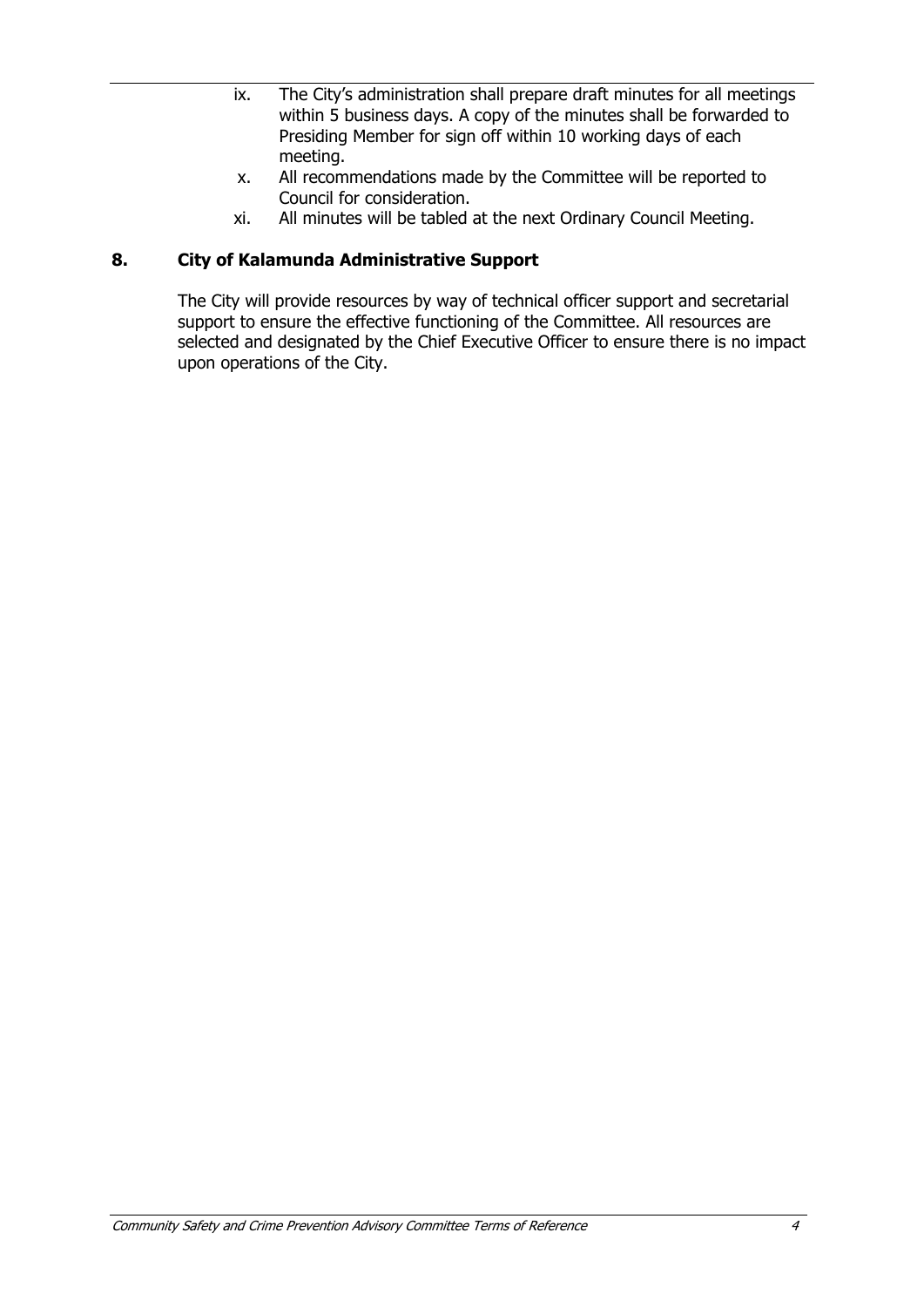ix. The City's administration shall prepare draft minutes for all meetings within 5 business days. A copy of the minutes shall be forwarded to Presiding Member for sign off within 10 working days of each meeting.

x. All recommendations made by the Committee will be reported to Council for consideration.

xi. All minutes will be tabled at the next Ordinary Council Meeting.

## 8. City of Kalamunda Administrative Support

The City will provide resources by way of technical officer support and secretarial support to ensure the effective functioning of the Committee. All resources are selected and designated by the Chief Executive Officer to ensure there is no impact upon operations of the City.